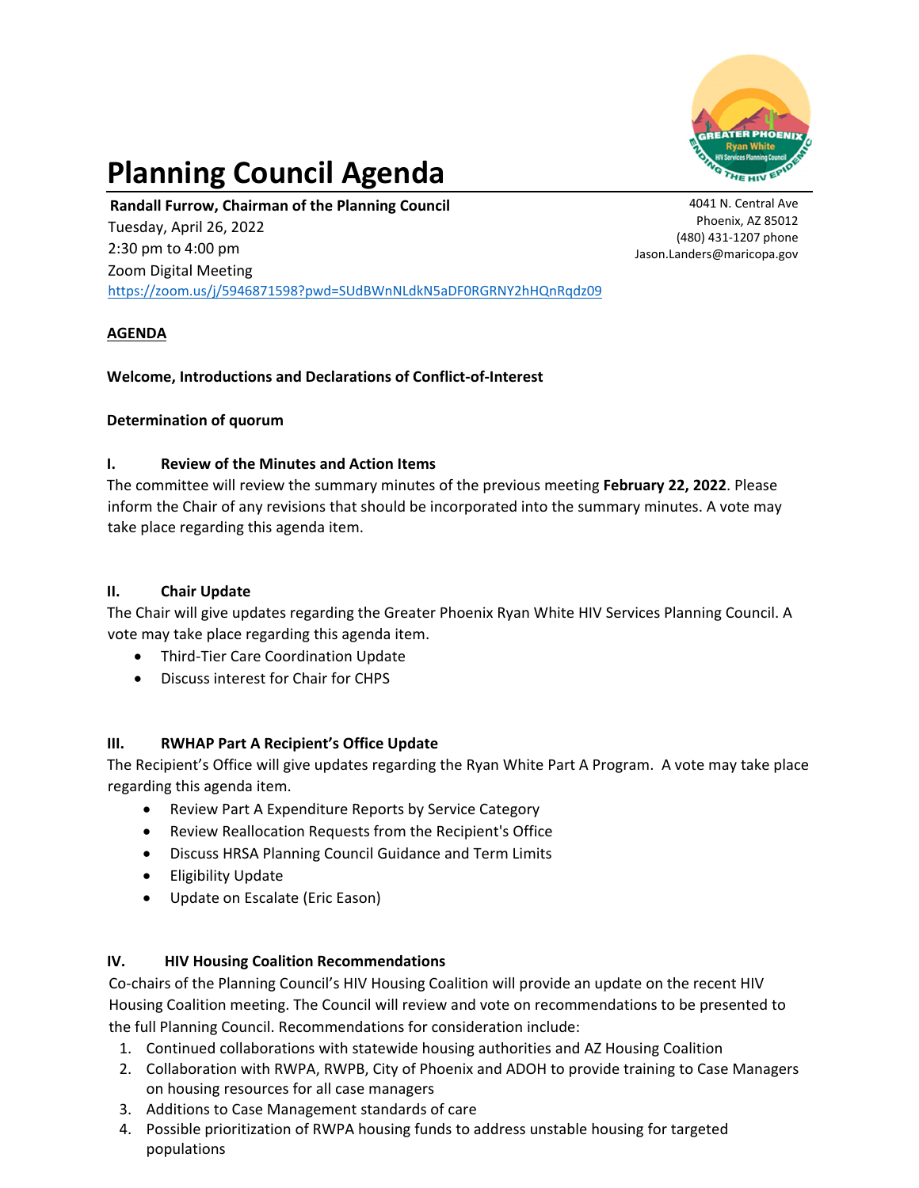# Planning Council Agenda

**Randall Furrow, Chairman of the Planning Council**
Tuesday, April 26, 2022
2:30 pm to 4:00 pm
Zoom Digital Meeting
https://zoom.us/j/5946871598?pwd=SUdBWnNLdkN5aDF0RGRNY2hHQnRqdz09

4041 N. Central Ave
Phoenix, AZ 85012
(480) 431-1207 phone
Jason.Landers@maricopa.gov

**AGENDA**

**Welcome, Introductions and Declarations of Conflict-of-Interest**

**Determination of quorum**

**I. Review of the Minutes and Action Items**

The committee will review the summary minutes of the previous meeting **February 22, 2022**. Please inform the Chair of any revisions that should be incorporated into the summary minutes. A vote may take place regarding this agenda item.

**II. Chair Update**

The Chair will give updates regarding the Greater Phoenix Ryan White HIV Services Planning Council. A vote may take place regarding this agenda item.

- Third-Tier Care Coordination Update
- Discuss interest for Chair for CHPS

**III. RWHAP Part A Recipient's Office Update**

The Recipient's Office will give updates regarding the Ryan White Part A Program. A vote may take place regarding this agenda item.

- Review Part A Expenditure Reports by Service Category
- Review Reallocation Requests from the Recipient's Office
- Discuss HRSA Planning Council Guidance and Term Limits
- Eligibility Update
- Update on Escalate (Eric Eason)

**IV. HIV Housing Coalition Recommendations**

Co-chairs of the Planning Council's HIV Housing Coalition will provide an update on the recent HIV Housing Coalition meeting. The Council will review and vote on recommendations to be presented to the full Planning Council. Recommendations for consideration include:

1. Continued collaborations with statewide housing authorities and AZ Housing Coalition
2. Collaboration with RWPA, RWPB, City of Phoenix and ADOH to provide training to Case Managers on housing resources for all case managers
3. Additions to Case Management standards of care
4. Possible prioritization of RWPA housing funds to address unstable housing for targeted populations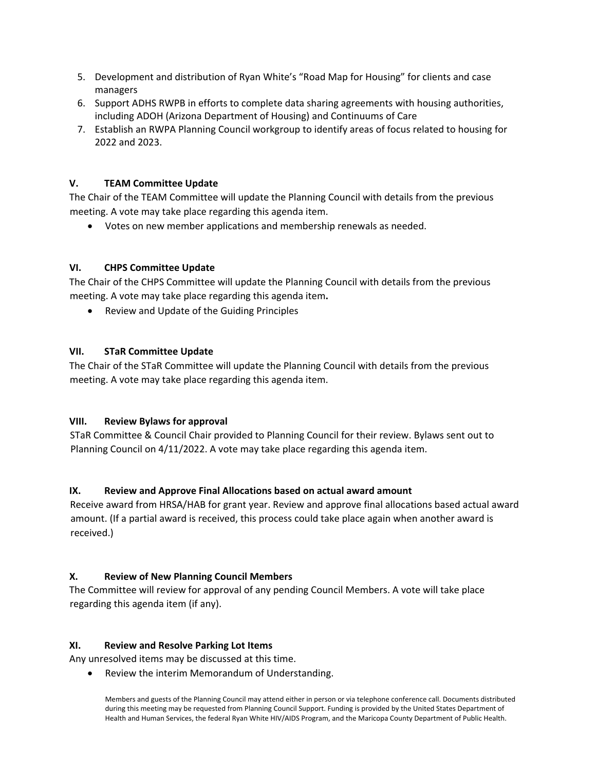5. Development and distribution of Ryan White's "Road Map for Housing" for clients and case managers
6. Support ADHS RWPB in efforts to complete data sharing agreements with housing authorities, including ADOH (Arizona Department of Housing) and Continuums of Care
7. Establish an RWPA Planning Council workgroup to identify areas of focus related to housing for 2022 and 2023.

### V. TEAM Committee Update

The Chair of the TEAM Committee will update the Planning Council with details from the previous meeting. A vote may take place regarding this agenda item.

- Votes on new member applications and membership renewals as needed.

### VI. CHPS Committee Update

The Chair of the CHPS Committee will update the Planning Council with details from the previous meeting. A vote may take place regarding this agenda item**.**

- Review and Update of the Guiding Principles

### VII. STaR Committee Update

The Chair of the STaR Committee will update the Planning Council with details from the previous meeting. A vote may take place regarding this agenda item.

### VIII. Review Bylaws for approval

STaR Committee & Council Chair provided to Planning Council for their review. Bylaws sent out to Planning Council on 4/11/2022. A vote may take place regarding this agenda item.

### IX. Review and Approve Final Allocations based on actual award amount

Receive award from HRSA/HAB for grant year. Review and approve final allocations based actual award amount. (If a partial award is received, this process could take place again when another award is received.)

### X. Review of New Planning Council Members

The Committee will review for approval of any pending Council Members. A vote will take place regarding this agenda item (if any).

### XI. Review and Resolve Parking Lot Items

Any unresolved items may be discussed at this time.

- Review the interim Memorandum of Understanding.

Members and guests of the Planning Council may attend either in person or via telephone conference call. Documents distributed during this meeting may be requested from Planning Council Support. Funding is provided by the United States Department of Health and Human Services, the federal Ryan White HIV/AIDS Program, and the Maricopa County Department of Public Health.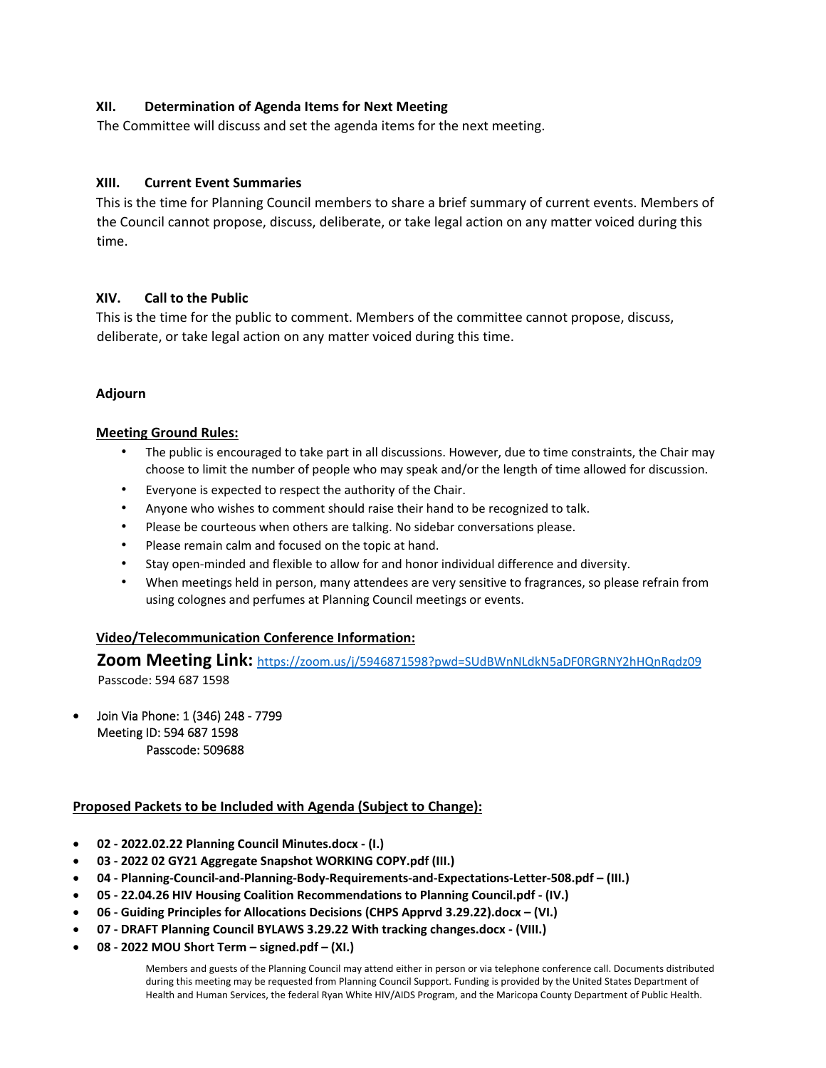### XII. Determination of Agenda Items for Next Meeting

The Committee will discuss and set the agenda items for the next meeting.

### XIII. Current Event Summaries

This is the time for Planning Council members to share a brief summary of current events. Members of the Council cannot propose, discuss, deliberate, or take legal action on any matter voiced during this time.

### XIV. Call to the Public

This is the time for the public to comment. Members of the committee cannot propose, discuss, deliberate, or take legal action on any matter voiced during this time.

**Adjourn**

**Meeting Ground Rules:**

- The public is encouraged to take part in all discussions. However, due to time constraints, the Chair may choose to limit the number of people who may speak and/or the length of time allowed for discussion.
- Everyone is expected to respect the authority of the Chair.
- Anyone who wishes to comment should raise their hand to be recognized to talk.
- Please be courteous when others are talking. No sidebar conversations please.
- Please remain calm and focused on the topic at hand.
- Stay open-minded and flexible to allow for and honor individual difference and diversity.
- When meetings held in person, many attendees are very sensitive to fragrances, so please refrain from using colognes and perfumes at Planning Council meetings or events.

**Video/Telecommunication Conference Information:**

**Zoom Meeting Link:** https://zoom.us/j/5946871598?pwd=SUdBWnNLdkN5aDF0RGRNY2hHQnRqdz09
Passcode: 594 687 1598

- Join Via Phone: 1 (346) 248 - 7799
  Meeting ID: 594 687 1598
  Passcode: 509688

**Proposed Packets to be Included with Agenda (Subject to Change):**

- **02 - 2022.02.22 Planning Council Minutes.docx - (I.)**
- **03 - 2022 02 GY21 Aggregate Snapshot WORKING COPY.pdf (III.)**
- **04 - Planning-Council-and-Planning-Body-Requirements-and-Expectations-Letter-508.pdf – (III.)**
- **05 - 22.04.26 HIV Housing Coalition Recommendations to Planning Council.pdf - (IV.)**
- **06 - Guiding Principles for Allocations Decisions (CHPS Apprvd 3.29.22).docx – (VI.)**
- **07 - DRAFT Planning Council BYLAWS 3.29.22 With tracking changes.docx - (VIII.)**
- **08 - 2022 MOU Short Term – signed.pdf – (XI.)**

Members and guests of the Planning Council may attend either in person or via telephone conference call. Documents distributed during this meeting may be requested from Planning Council Support. Funding is provided by the United States Department of Health and Human Services, the federal Ryan White HIV/AIDS Program, and the Maricopa County Department of Public Health.